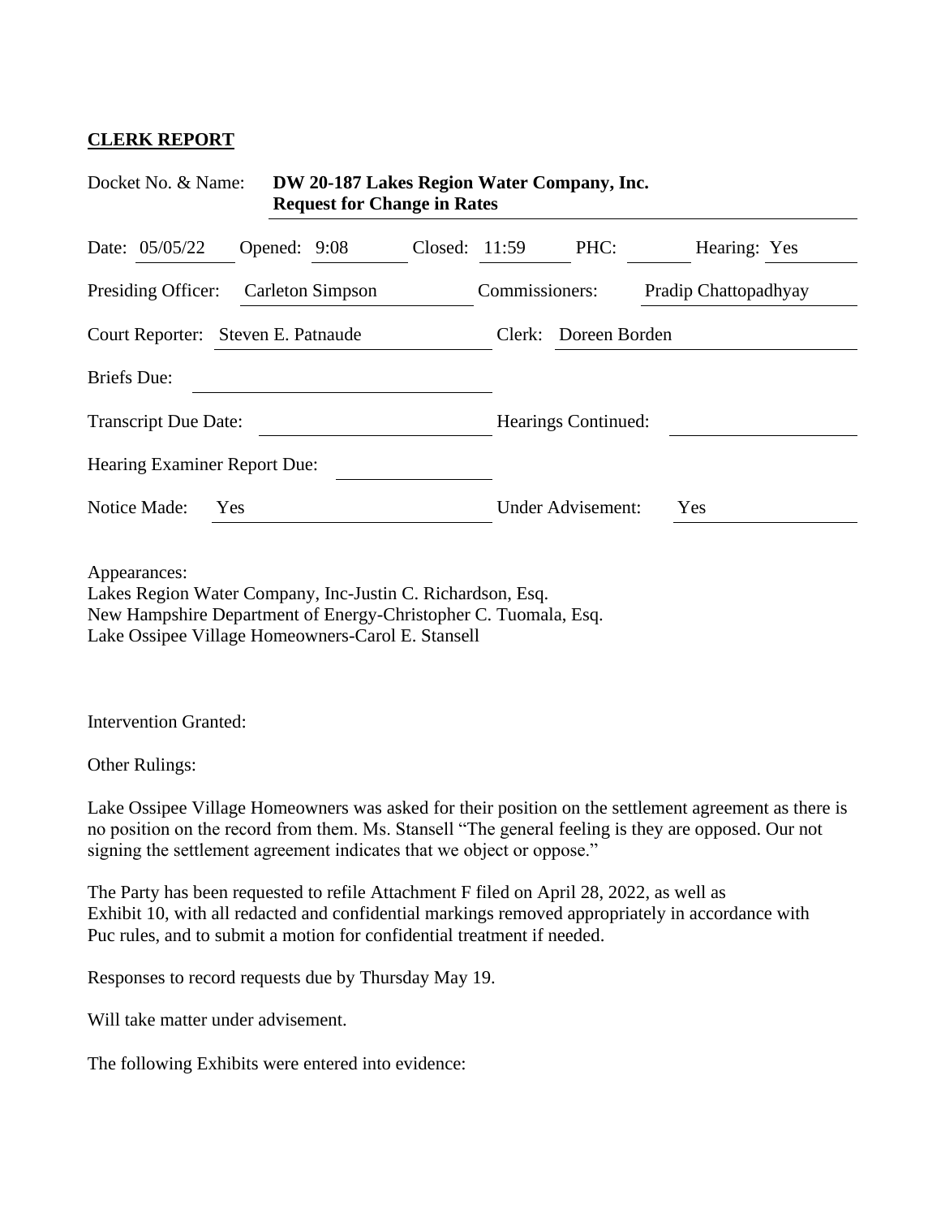## CLERK REPORT

Docket No. & Name: **DW 20-187 Lakes Region Water Company, Inc. Request for Change in Rates**

Date: 05/05/22 Opened: 9:08 Closed: 11:59 PHC: Hearing: Yes

Presiding Officer: Carleton Simpson Commissioners: Pradip Chattopadhyay

Court Reporter: Steven E. Patnaude Clerk: Doreen Borden

Briefs Due:

Transcript Due Date: Hearings Continued:

Hearing Examiner Report Due:

Notice Made: Yes Under Advisement: Yes

Appearances:
Lakes Region Water Company, Inc-Justin C. Richardson, Esq.
New Hampshire Department of Energy-Christopher C. Tuomala, Esq.
Lake Ossipee Village Homeowners-Carol E. Stansell

Intervention Granted:

Other Rulings:

Lake Ossipee Village Homeowners was asked for their position on the settlement agreement as there is no position on the record from them. Ms. Stansell "The general feeling is they are opposed. Our not signing the settlement agreement indicates that we object or oppose."

The Party has been requested to refile Attachment F filed on April 28, 2022, as well as Exhibit 10, with all redacted and confidential markings removed appropriately in accordance with Puc rules, and to submit a motion for confidential treatment if needed.

Responses to record requests due by Thursday May 19.

Will take matter under advisement.

The following Exhibits were entered into evidence: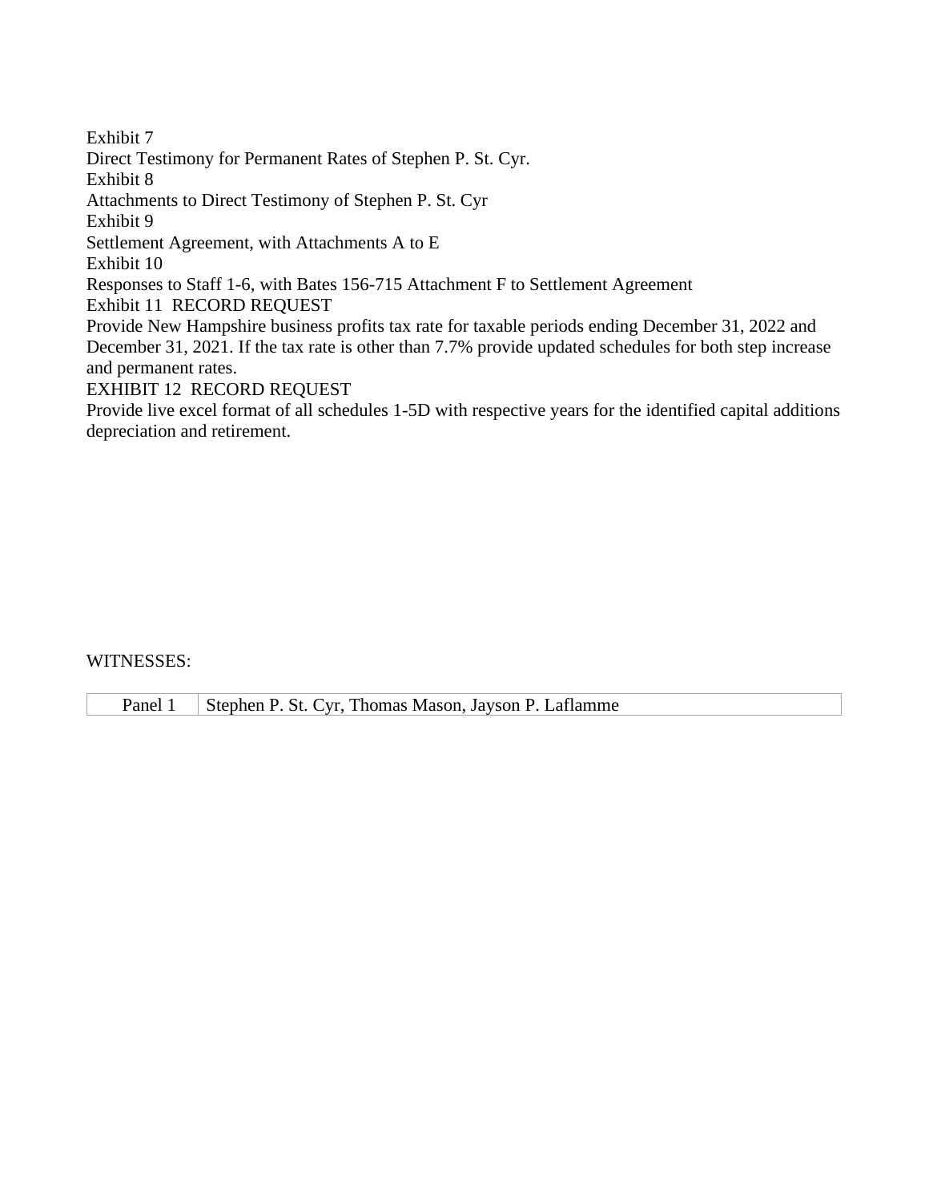Exhibit 7
Direct Testimony for Permanent Rates of Stephen P. St. Cyr.
Exhibit 8
Attachments to Direct Testimony of Stephen P. St. Cyr
Exhibit 9
Settlement Agreement, with Attachments A to E
Exhibit 10
Responses to Staff 1-6, with Bates 156-715 Attachment F to Settlement Agreement
Exhibit 11 RECORD REQUEST
Provide New Hampshire business profits tax rate for taxable periods ending December 31, 2022 and December 31, 2021. If the tax rate is other than 7.7% provide updated schedules for both step increase and permanent rates.
EXHIBIT 12 RECORD REQUEST
Provide live excel format of all schedules 1-5D with respective years for the identified capital additions depreciation and retirement.

WITNESSES:

| | |
|---|---|
| Panel 1 | Stephen P. St. Cyr, Thomas Mason, Jayson P. Laflamme |